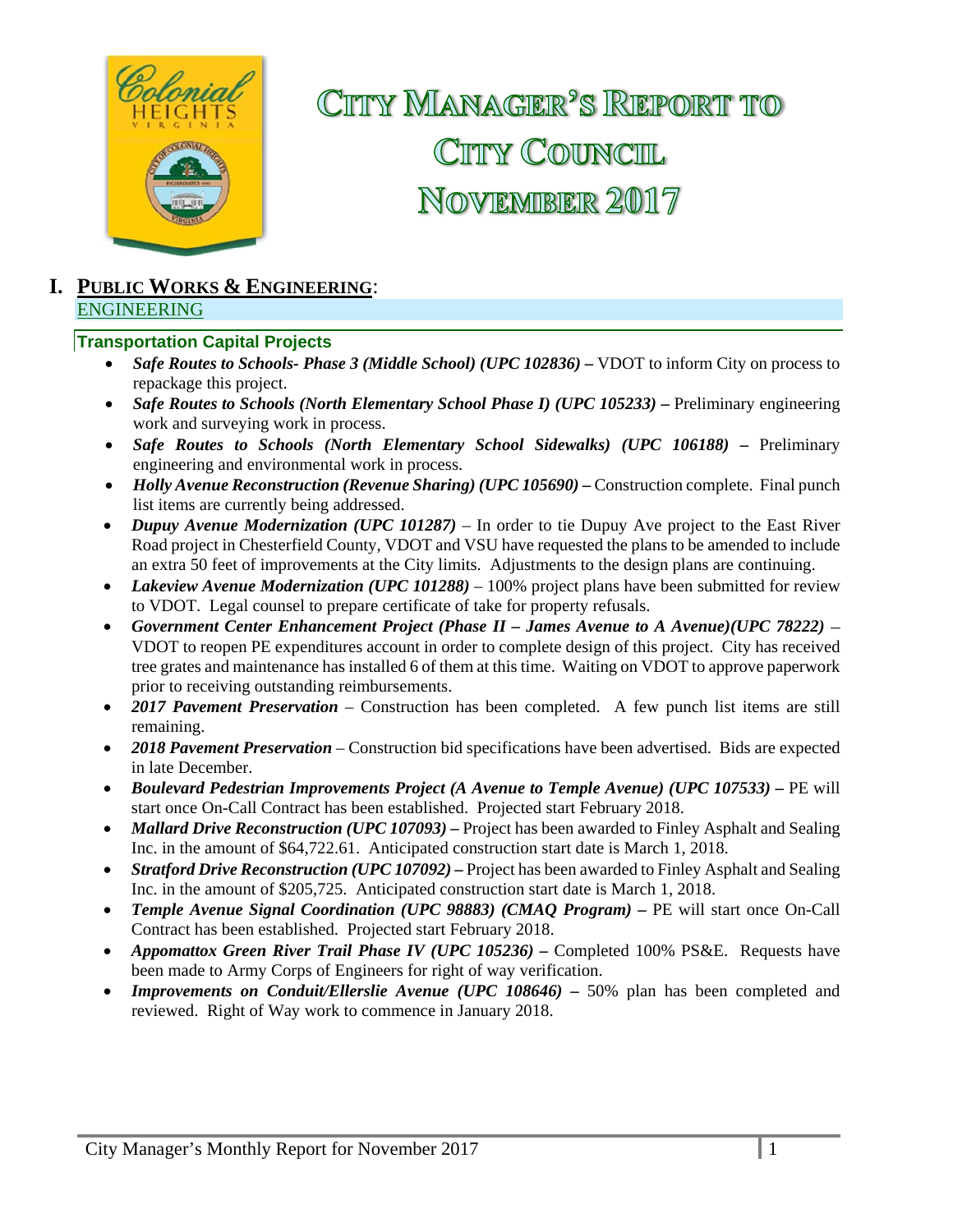# City Manager's Report to City Council November 2017

## I. Public Works & Engineering:

### ENGINEERING

#### Transportation Capital Projects

- ***Safe Routes to Schools- Phase 3 (Middle School) (UPC 102836) –*** VDOT to inform City on process to repackage this project.
- ***Safe Routes to Schools (North Elementary School Phase I) (UPC 105233) –*** Preliminary engineering work and surveying work in process.
- ***Safe Routes to Schools (North Elementary School Sidewalks) (UPC 106188) –*** Preliminary engineering and environmental work in process.
- ***Holly Avenue Reconstruction (Revenue Sharing) (UPC 105690) –*** Construction complete. Final punch list items are currently being addressed.
- ***Dupuy Avenue Modernization (UPC 101287)*** – In order to tie Dupuy Ave project to the East River Road project in Chesterfield County, VDOT and VSU have requested the plans to be amended to include an extra 50 feet of improvements at the City limits. Adjustments to the design plans are continuing.
- ***Lakeview Avenue Modernization (UPC 101288)*** – 100% project plans have been submitted for review to VDOT. Legal counsel to prepare certificate of take for property refusals.
- ***Government Center Enhancement Project (Phase II – James Avenue to A Avenue)(UPC 78222)*** – VDOT to reopen PE expenditures account in order to complete design of this project. City has received tree grates and maintenance has installed 6 of them at this time. Waiting on VDOT to approve paperwork prior to receiving outstanding reimbursements.
- ***2017 Pavement Preservation*** – Construction has been completed. A few punch list items are still remaining.
- ***2018 Pavement Preservation*** – Construction bid specifications have been advertised. Bids are expected in late December.
- ***Boulevard Pedestrian Improvements Project (A Avenue to Temple Avenue) (UPC 107533) –*** PE will start once On-Call Contract has been established. Projected start February 2018.
- ***Mallard Drive Reconstruction (UPC 107093) –*** Project has been awarded to Finley Asphalt and Sealing Inc. in the amount of $64,722.61. Anticipated construction start date is March 1, 2018.
- ***Stratford Drive Reconstruction (UPC 107092) –*** Project has been awarded to Finley Asphalt and Sealing Inc. in the amount of $205,725. Anticipated construction start date is March 1, 2018.
- ***Temple Avenue Signal Coordination (UPC 98883) (CMAQ Program) –*** PE will start once On-Call Contract has been established. Projected start February 2018.
- ***Appomattox Green River Trail Phase IV (UPC 105236) –*** Completed 100% PS&E. Requests have been made to Army Corps of Engineers for right of way verification.
- ***Improvements on Conduit/Ellerslie Avenue (UPC 108646) –*** 50% plan has been completed and reviewed. Right of Way work to commence in January 2018.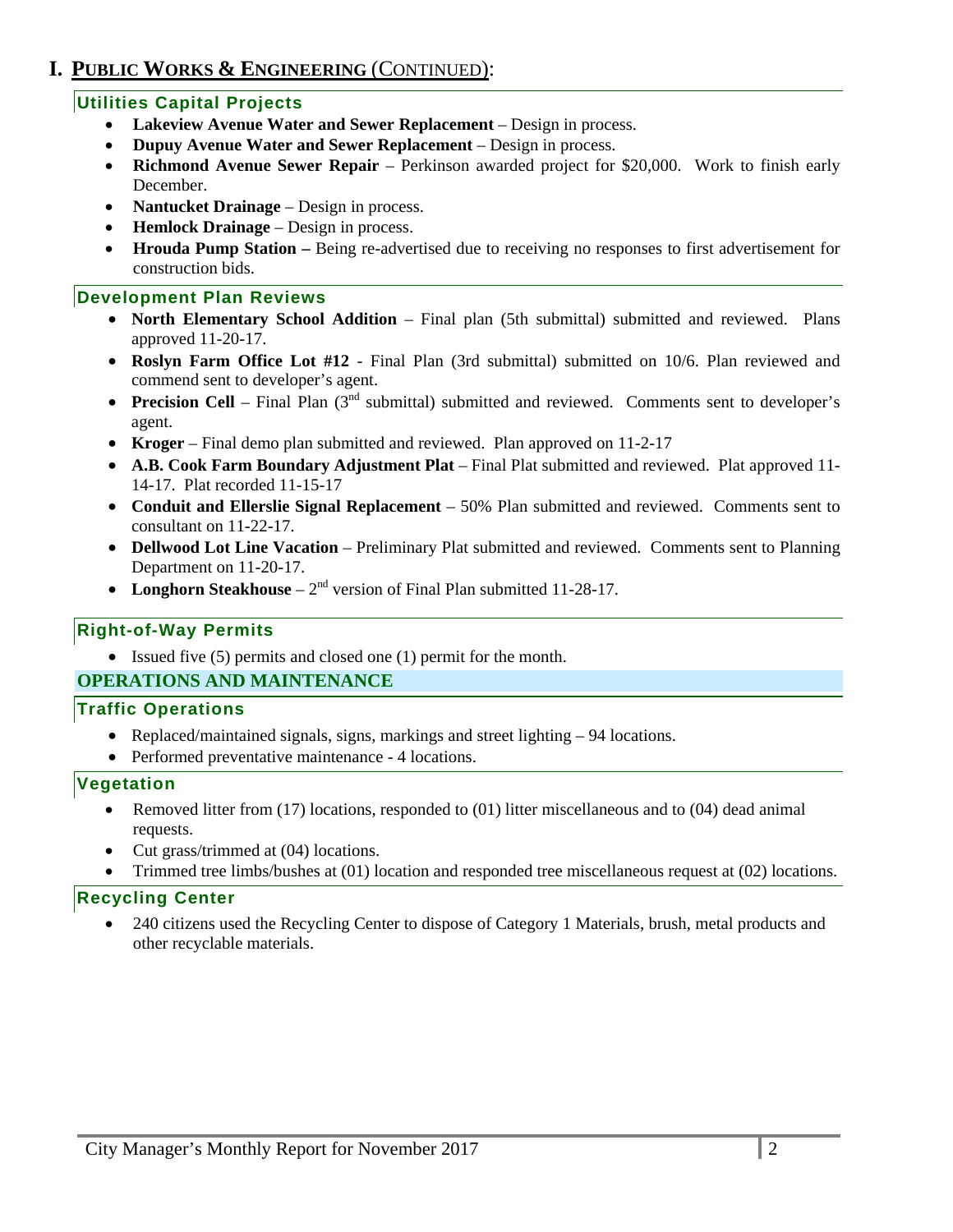# I. PUBLIC WORKS & ENGINEERING (CONTINUED):

### Utilities Capital Projects

- **Lakeview Avenue Water and Sewer Replacement** – Design in process.
- **Dupuy Avenue Water and Sewer Replacement** – Design in process.
- **Richmond Avenue Sewer Repair** – Perkinson awarded project for $20,000. Work to finish early December.
- **Nantucket Drainage** – Design in process.
- **Hemlock Drainage** – Design in process.
- **Hrouda Pump Station –** Being re-advertised due to receiving no responses to first advertisement for construction bids.

### Development Plan Reviews

- **North Elementary School Addition** – Final plan (5th submittal) submitted and reviewed. Plans approved 11-20-17.
- **Roslyn Farm Office Lot #12** - Final Plan (3rd submittal) submitted on 10/6. Plan reviewed and commend sent to developer's agent.
- **Precision Cell** – Final Plan (3rd submittal) submitted and reviewed. Comments sent to developer's agent.
- **Kroger** – Final demo plan submitted and reviewed. Plan approved on 11-2-17
- **A.B. Cook Farm Boundary Adjustment Plat** – Final Plat submitted and reviewed. Plat approved 11-14-17. Plat recorded 11-15-17
- **Conduit and Ellerslie Signal Replacement** – 50% Plan submitted and reviewed. Comments sent to consultant on 11-22-17.
- **Dellwood Lot Line Vacation** – Preliminary Plat submitted and reviewed. Comments sent to Planning Department on 11-20-17.
- **Longhorn Steakhouse** – 2nd version of Final Plan submitted 11-28-17.

### Right-of-Way Permits

- Issued five (5) permits and closed one (1) permit for the month.

## OPERATIONS AND MAINTENANCE

### Traffic Operations

- Replaced/maintained signals, signs, markings and street lighting – 94 locations.
- Performed preventative maintenance - 4 locations.

### Vegetation

- Removed litter from (17) locations, responded to (01) litter miscellaneous and to (04) dead animal requests.
- Cut grass/trimmed at (04) locations.
- Trimmed tree limbs/bushes at (01) location and responded tree miscellaneous request at (02) locations.

### Recycling Center

- 240 citizens used the Recycling Center to dispose of Category 1 Materials, brush, metal products and other recyclable materials.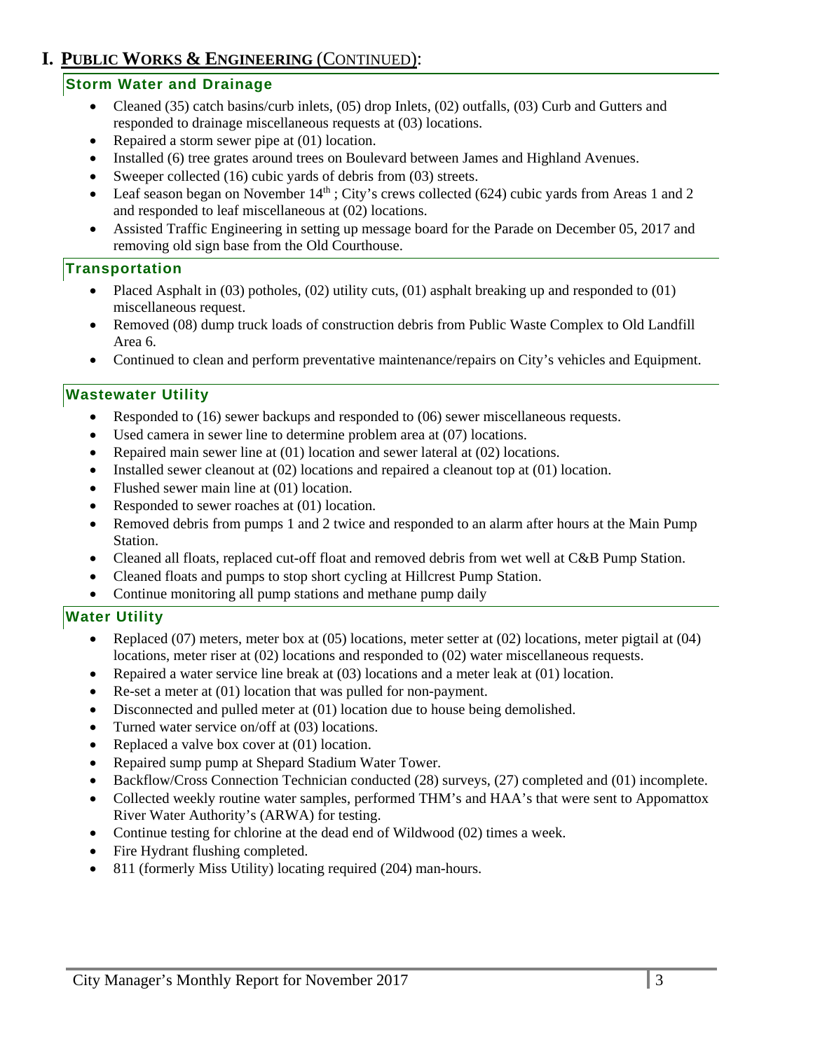# I. PUBLIC WORKS & ENGINEERING (CONTINUED):

## Storm Water and Drainage

- Cleaned (35) catch basins/curb inlets, (05) drop Inlets, (02) outfalls, (03) Curb and Gutters and responded to drainage miscellaneous requests at (03) locations.
- Repaired a storm sewer pipe at (01) location.
- Installed (6) tree grates around trees on Boulevard between James and Highland Avenues.
- Sweeper collected (16) cubic yards of debris from (03) streets.
- Leaf season began on November 14th ; City's crews collected (624) cubic yards from Areas 1 and 2 and responded to leaf miscellaneous at (02) locations.
- Assisted Traffic Engineering in setting up message board for the Parade on December 05, 2017 and removing old sign base from the Old Courthouse.

## Transportation

- Placed Asphalt in (03) potholes, (02) utility cuts, (01) asphalt breaking up and responded to (01) miscellaneous request.
- Removed (08) dump truck loads of construction debris from Public Waste Complex to Old Landfill Area 6.
- Continued to clean and perform preventative maintenance/repairs on City's vehicles and Equipment.

## Wastewater Utility

- Responded to (16) sewer backups and responded to (06) sewer miscellaneous requests.
- Used camera in sewer line to determine problem area at (07) locations.
- Repaired main sewer line at (01) location and sewer lateral at (02) locations.
- Installed sewer cleanout at (02) locations and repaired a cleanout top at (01) location.
- Flushed sewer main line at (01) location.
- Responded to sewer roaches at (01) location.
- Removed debris from pumps 1 and 2 twice and responded to an alarm after hours at the Main Pump Station.
- Cleaned all floats, replaced cut-off float and removed debris from wet well at C&B Pump Station.
- Cleaned floats and pumps to stop short cycling at Hillcrest Pump Station.
- Continue monitoring all pump stations and methane pump daily

## Water Utility

- Replaced (07) meters, meter box at (05) locations, meter setter at (02) locations, meter pigtail at (04) locations, meter riser at (02) locations and responded to (02) water miscellaneous requests.
- Repaired a water service line break at (03) locations and a meter leak at (01) location.
- Re-set a meter at (01) location that was pulled for non-payment.
- Disconnected and pulled meter at (01) location due to house being demolished.
- Turned water service on/off at (03) locations.
- Replaced a valve box cover at (01) location.
- Repaired sump pump at Shepard Stadium Water Tower.
- Backflow/Cross Connection Technician conducted (28) surveys, (27) completed and (01) incomplete.
- Collected weekly routine water samples, performed THM's and HAA's that were sent to Appomattox River Water Authority's (ARWA) for testing.
- Continue testing for chlorine at the dead end of Wildwood (02) times a week.
- Fire Hydrant flushing completed.
- 811 (formerly Miss Utility) locating required (204) man-hours.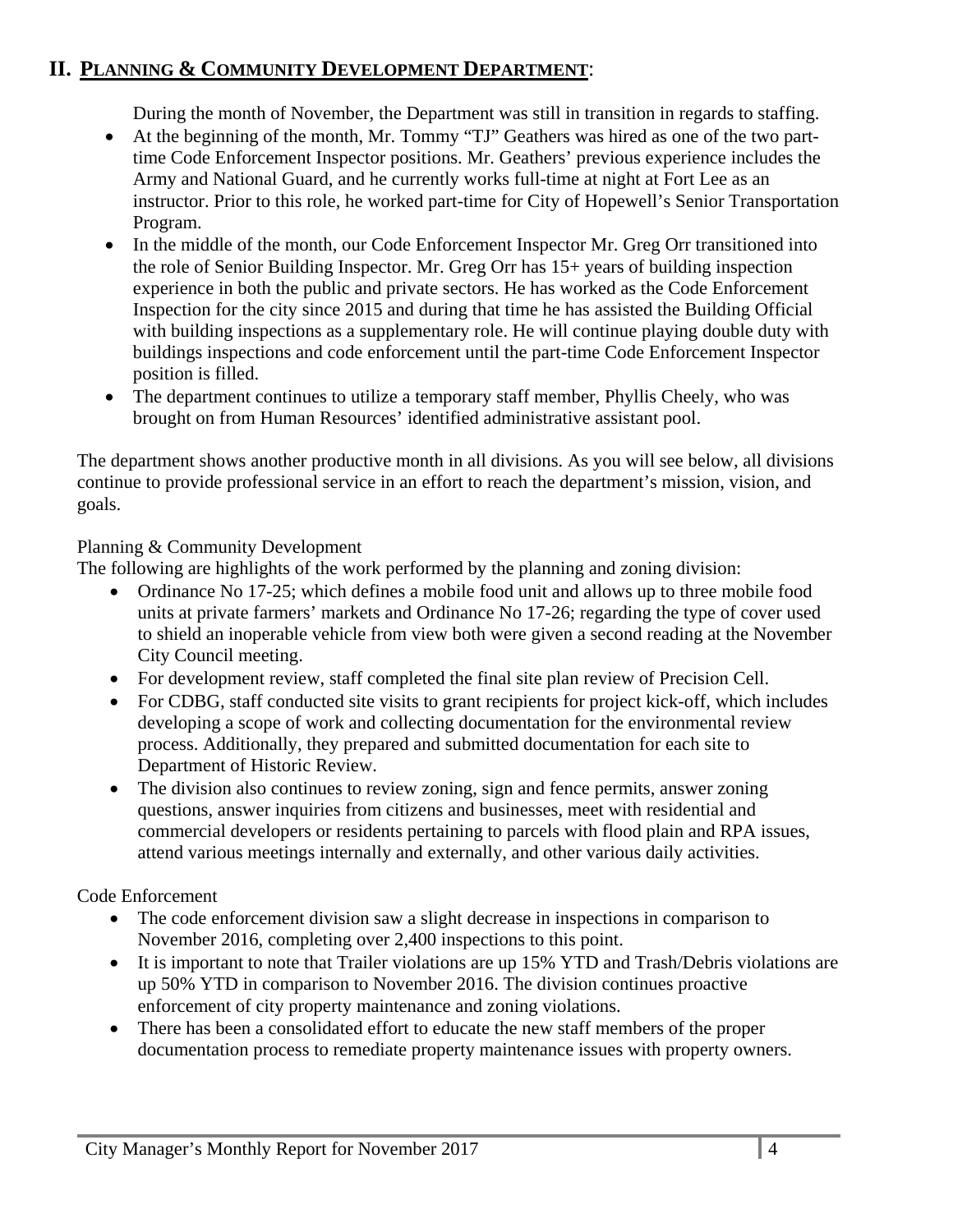## II. PLANNING & COMMUNITY DEVELOPMENT DEPARTMENT:

During the month of November, the Department was still in transition in regards to staffing.

- At the beginning of the month, Mr. Tommy "TJ" Geathers was hired as one of the two part-time Code Enforcement Inspector positions. Mr. Geathers' previous experience includes the Army and National Guard, and he currently works full-time at night at Fort Lee as an instructor. Prior to this role, he worked part-time for City of Hopewell's Senior Transportation Program.
- In the middle of the month, our Code Enforcement Inspector Mr. Greg Orr transitioned into the role of Senior Building Inspector. Mr. Greg Orr has 15+ years of building inspection experience in both the public and private sectors. He has worked as the Code Enforcement Inspection for the city since 2015 and during that time he has assisted the Building Official with building inspections as a supplementary role. He will continue playing double duty with buildings inspections and code enforcement until the part-time Code Enforcement Inspector position is filled.
- The department continues to utilize a temporary staff member, Phyllis Cheely, who was brought on from Human Resources' identified administrative assistant pool.

The department shows another productive month in all divisions. As you will see below, all divisions continue to provide professional service in an effort to reach the department's mission, vision, and goals.

Planning & Community Development

The following are highlights of the work performed by the planning and zoning division:

- Ordinance No 17-25; which defines a mobile food unit and allows up to three mobile food units at private farmers' markets and Ordinance No 17-26; regarding the type of cover used to shield an inoperable vehicle from view both were given a second reading at the November City Council meeting.
- For development review, staff completed the final site plan review of Precision Cell.
- For CDBG, staff conducted site visits to grant recipients for project kick-off, which includes developing a scope of work and collecting documentation for the environmental review process. Additionally, they prepared and submitted documentation for each site to Department of Historic Review.
- The division also continues to review zoning, sign and fence permits, answer zoning questions, answer inquiries from citizens and businesses, meet with residential and commercial developers or residents pertaining to parcels with flood plain and RPA issues, attend various meetings internally and externally, and other various daily activities.

Code Enforcement

- The code enforcement division saw a slight decrease in inspections in comparison to November 2016, completing over 2,400 inspections to this point.
- It is important to note that Trailer violations are up 15% YTD and Trash/Debris violations are up 50% YTD in comparison to November 2016. The division continues proactive enforcement of city property maintenance and zoning violations.
- There has been a consolidated effort to educate the new staff members of the proper documentation process to remediate property maintenance issues with property owners.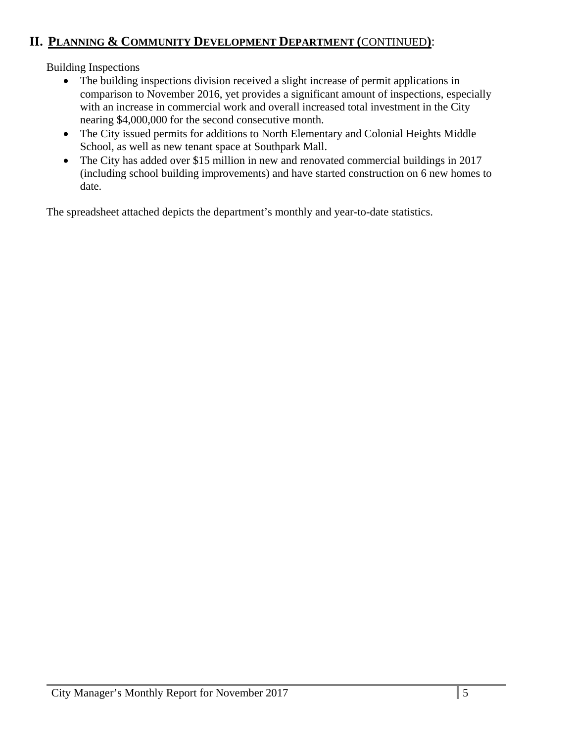## II. PLANNING & COMMUNITY DEVELOPMENT DEPARTMENT (CONTINUED):

Building Inspections

- The building inspections division received a slight increase of permit applications in comparison to November 2016, yet provides a significant amount of inspections, especially with an increase in commercial work and overall increased total investment in the City nearing $4,000,000 for the second consecutive month.
- The City issued permits for additions to North Elementary and Colonial Heights Middle School, as well as new tenant space at Southpark Mall.
- The City has added over $15 million in new and renovated commercial buildings in 2017 (including school building improvements) and have started construction on 6 new homes to date.

The spreadsheet attached depicts the department's monthly and year-to-date statistics.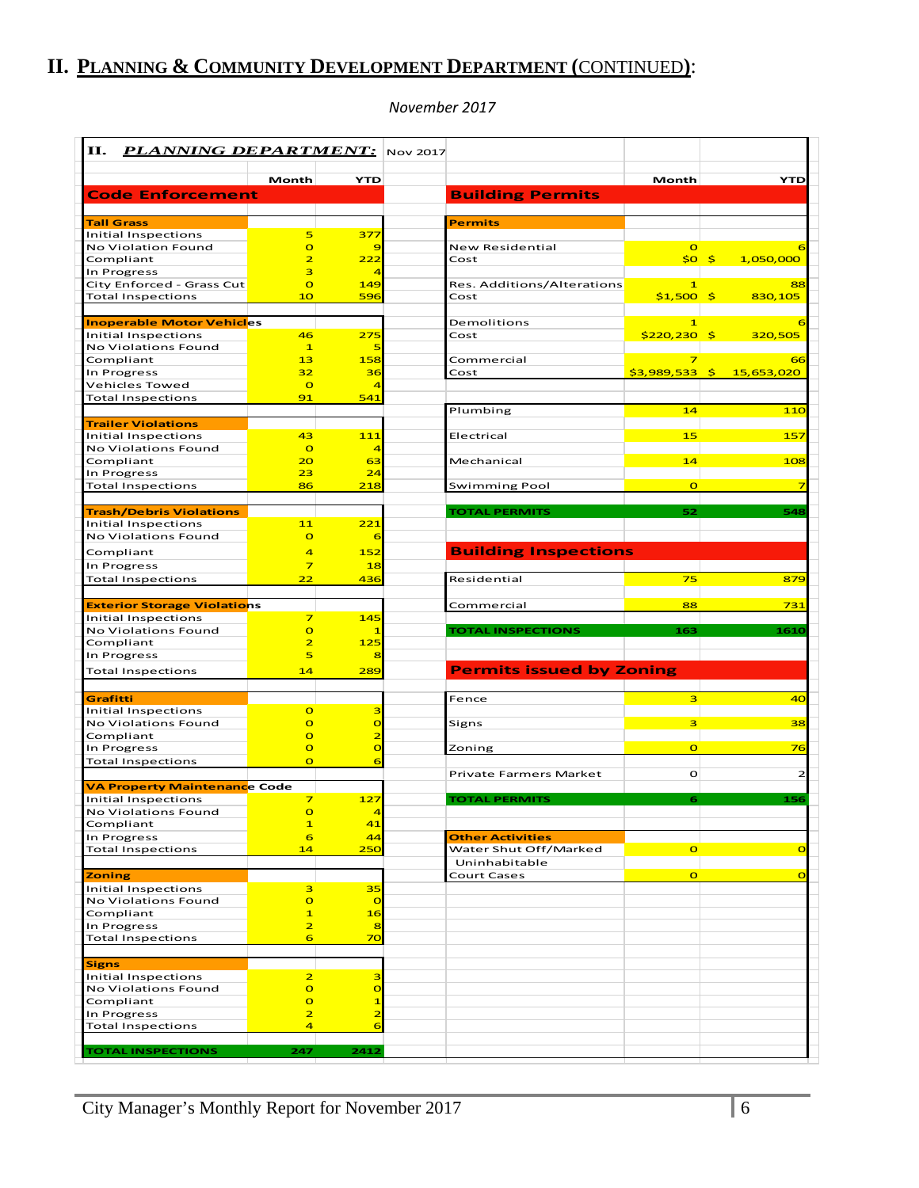## II. PLANNING & COMMUNITY DEVELOPMENT DEPARTMENT (CONTINUED):

*November 2017*

**II. *PLANNING DEPARTMENT:*** Nov 2017

### Code Enforcement

| | Month | YTD |
|---|---|---|
| **Tall Grass** | | |
| Initial Inspections | 5 | 377 |
| No Violation Found | 0 | 9 |
| Compliant | 2 | 222 |
| In Progress | 3 | 4 |
| City Enforced - Grass Cut | 0 | 149 |
| Total Inspections | 10 | 596 |
| **Inoperable Motor Vehicles** | | |
| Initial Inspections | 46 | 275 |
| No Violations Found | 1 | 5 |
| Compliant | 13 | 158 |
| In Progress | 32 | 36 |
| Vehicles Towed | 0 | 4 |
| Total Inspections | 91 | 541 |
| **Trailer Violations** | | |
| Initial Inspections | 43 | 111 |
| No Violations Found | 0 | 4 |
| Compliant | 20 | 63 |
| In Progress | 23 | 24 |
| Total Inspections | 86 | 218 |
| **Trash/Debris Violations** | | |
| Initial Inspections | 11 | 221 |
| No Violations Found | 0 | 6 |
| Compliant | 4 | 152 |
| In Progress | 7 | 18 |
| Total Inspections | 22 | 436 |
| **Exterior Storage Violations** | | |
| Initial Inspections | 7 | 145 |
| No Violations Found | 0 | 1 |
| Compliant | 2 | 125 |
| In Progress | 5 | 8 |
| Total Inspections | 14 | 289 |
| **Grafitti** | | |
| Initial Inspections | 0 | 3 |
| No Violations Found | 0 | 0 |
| Compliant | 0 | 2 |
| In Progress | 0 | 0 |
| Total Inspections | 0 | 6 |
| **VA Property Maintenance Code** | | |
| Initial Inspections | 7 | 127 |
| No Violations Found | 0 | 4 |
| Compliant | 1 | 41 |
| In Progress | 6 | 44 |
| Total Inspections | 14 | 250 |
| **Zoning** | | |
| Initial Inspections | 3 | 35 |
| No Violations Found | 0 | 0 |
| Compliant | 1 | 16 |
| In Progress | 2 | 8 |
| Total Inspections | 6 | 70 |
| **Signs** | | |
| Initial Inspections | 2 | 3 |
| No Violations Found | 0 | 0 |
| Compliant | 0 | 1 |
| In Progress | 2 | 2 |
| Total Inspections | 4 | 6 |
| **TOTAL INSPECTIONS** | **247** | **2412** |

### Building Permits

| | Month | YTD |
|---|---|---|
| **Permits** | | |
| New Residential | 0 | 6 |
| Cost | $0 | $ 1,050,000 |
| Res. Additions/Alterations | 1 | 88 |
| Cost | $1,500 | $ 830,105 |
| Demolitions | 1 | 6 |
| Cost | $220,230 | $ 320,505 |
| Commercial | 7 | 66 |
| Cost | $3,989,533 | $ 15,653,020 |
| Plumbing | 14 | 110 |
| Electrical | 15 | 157 |
| Mechanical | 14 | 108 |
| Swimming Pool | 0 | 7 |
| **TOTAL PERMITS** | **52** | **548** |

### Building Inspections

| | Month | YTD |
|---|---|---|
| Residential | 75 | 879 |
| Commercial | 88 | 731 |
| **TOTAL INSPECTIONS** | **163** | **1610** |

### Permits issued by Zoning

| | Month | YTD |
|---|---|---|
| Fence | 3 | 40 |
| Signs | 3 | 38 |
| Zoning | 0 | 76 |
| Private Farmers Market | 0 | 2 |
| **TOTAL PERMITS** | **6** | **156** |

| **Other Activities** | Month | YTD |
|---|---|---|
| Water Shut Off/Marked Uninhabitable | 0 | 0 |
| Court Cases | 0 | 0 |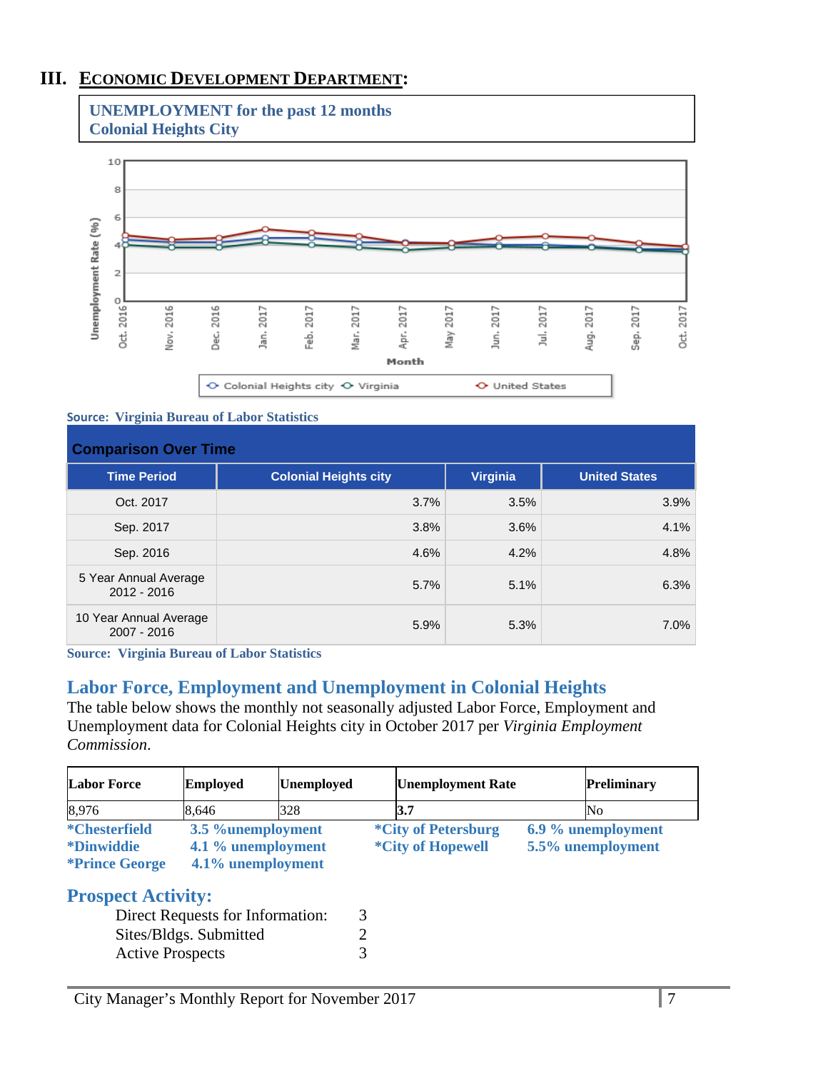## III. ECONOMIC DEVELOPMENT DEPARTMENT:

**UNEMPLOYMENT for the past 12 months**
**Colonial Heights City**

Source: Virginia Bureau of Labor Statistics

**Comparison Over Time**

| Time Period | Colonial Heights city | Virginia | United States |
|---|---|---|---|
| Oct. 2017 | 3.7% | 3.5% | 3.9% |
| Sep. 2017 | 3.8% | 3.6% | 4.1% |
| Sep. 2016 | 4.6% | 4.2% | 4.8% |
| 5 Year Annual Average 2012 - 2016 | 5.7% | 5.1% | 6.3% |
| 10 Year Annual Average 2007 - 2016 | 5.9% | 5.3% | 7.0% |

Source: Virginia Bureau of Labor Statistics

### Labor Force, Employment and Unemployment in Colonial Heights

The table below shows the monthly not seasonally adjusted Labor Force, Employment and Unemployment data for Colonial Heights city in October 2017 per *Virginia Employment Commission*.

| Labor Force | Employed | Unemployed | Unemployment Rate | Preliminary |
|---|---|---|---|---|
| 8,976 | 8,646 | 328 | **3.7** | No |

**\*Chesterfield** 3.5 %unemployment
**\*Dinwiddie** 4.1 % unemployment
**\*Prince George** 4.1% unemployment
**\*City of Petersburg** 6.9 % unemployment
**\*City of Hopewell** 5.5% unemployment

### Prospect Activity:

| | |
|---|---|
| Direct Requests for Information: | 3 |
| Sites/Bldgs. Submitted | 2 |
| Active Prospects | 3 |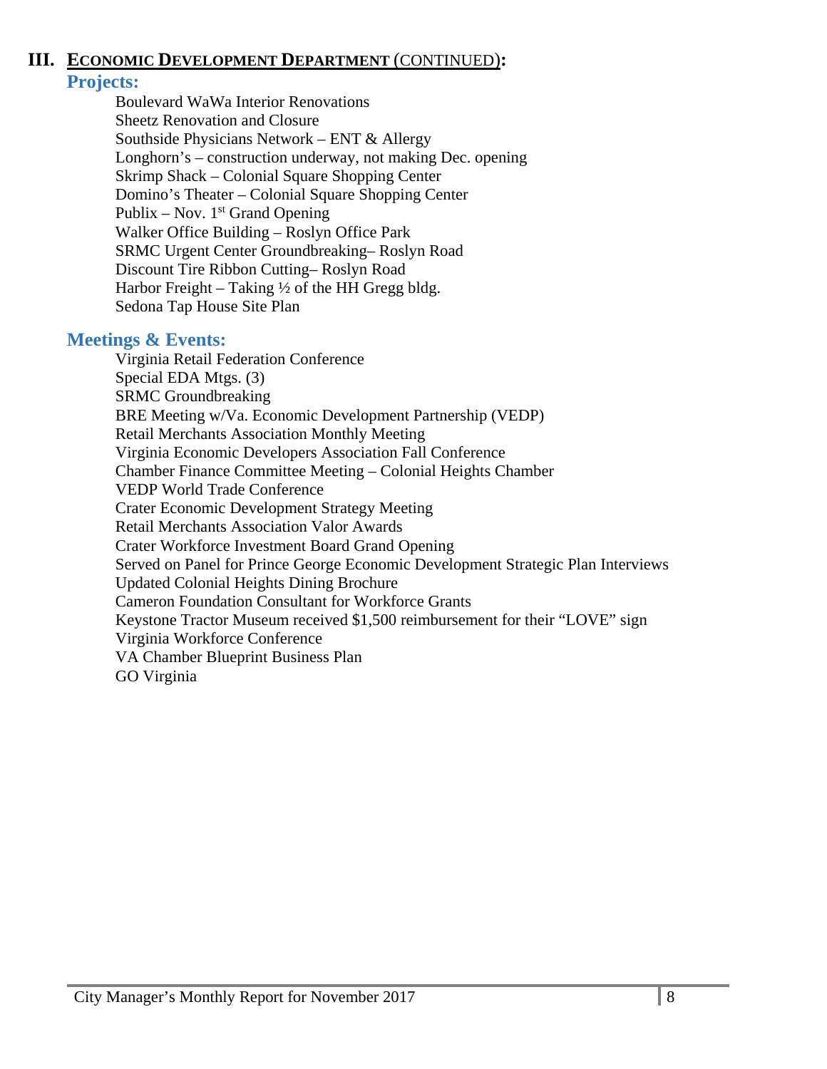## III. ECONOMIC DEVELOPMENT DEPARTMENT (CONTINUED):

### Projects:

Boulevard WaWa Interior Renovations
Sheetz Renovation and Closure
Southside Physicians Network – ENT & Allergy
Longhorn's – construction underway, not making Dec. opening
Skrimp Shack – Colonial Square Shopping Center
Domino's Theater – Colonial Square Shopping Center
Publix – Nov. 1st Grand Opening
Walker Office Building – Roslyn Office Park
SRMC Urgent Center Groundbreaking– Roslyn Road
Discount Tire Ribbon Cutting– Roslyn Road
Harbor Freight – Taking ½ of the HH Gregg bldg.
Sedona Tap House Site Plan

### Meetings & Events:

Virginia Retail Federation Conference
Special EDA Mtgs. (3)
SRMC Groundbreaking
BRE Meeting w/Va. Economic Development Partnership (VEDP)
Retail Merchants Association Monthly Meeting
Virginia Economic Developers Association Fall Conference
Chamber Finance Committee Meeting – Colonial Heights Chamber
VEDP World Trade Conference
Crater Economic Development Strategy Meeting
Retail Merchants Association Valor Awards
Crater Workforce Investment Board Grand Opening
Served on Panel for Prince George Economic Development Strategic Plan Interviews
Updated Colonial Heights Dining Brochure
Cameron Foundation Consultant for Workforce Grants
Keystone Tractor Museum received $1,500 reimbursement for their "LOVE" sign
Virginia Workforce Conference
VA Chamber Blueprint Business Plan
GO Virginia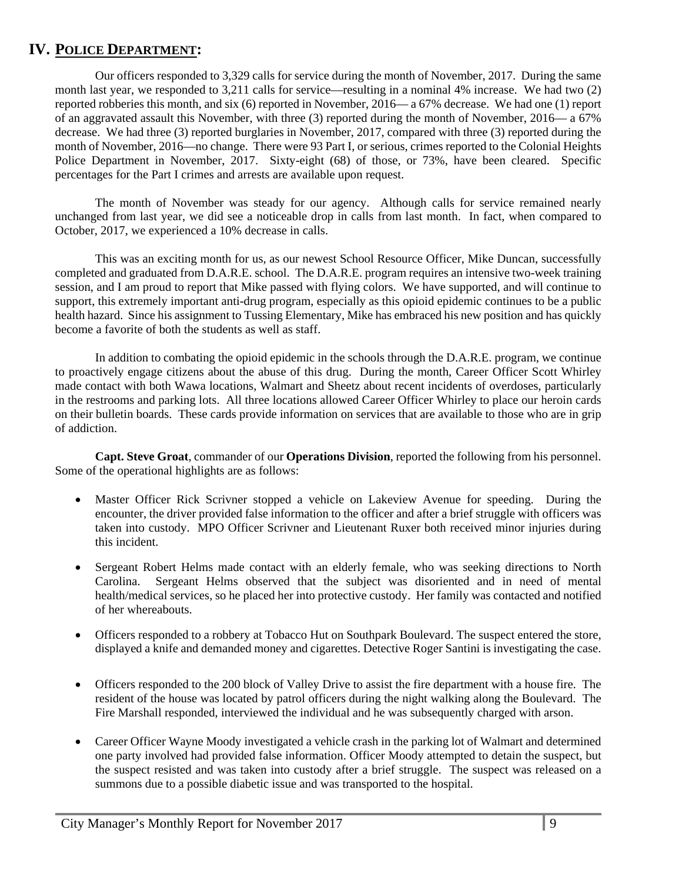# IV. POLICE DEPARTMENT:

Our officers responded to 3,329 calls for service during the month of November, 2017. During the same month last year, we responded to 3,211 calls for service—resulting in a nominal 4% increase. We had two (2) reported robberies this month, and six (6) reported in November, 2016— a 67% decrease. We had one (1) report of an aggravated assault this November, with three (3) reported during the month of November, 2016— a 67% decrease. We had three (3) reported burglaries in November, 2017, compared with three (3) reported during the month of November, 2016—no change. There were 93 Part I, or serious, crimes reported to the Colonial Heights Police Department in November, 2017. Sixty-eight (68) of those, or 73%, have been cleared. Specific percentages for the Part I crimes and arrests are available upon request.

The month of November was steady for our agency. Although calls for service remained nearly unchanged from last year, we did see a noticeable drop in calls from last month. In fact, when compared to October, 2017, we experienced a 10% decrease in calls.

This was an exciting month for us, as our newest School Resource Officer, Mike Duncan, successfully completed and graduated from D.A.R.E. school. The D.A.R.E. program requires an intensive two-week training session, and I am proud to report that Mike passed with flying colors. We have supported, and will continue to support, this extremely important anti-drug program, especially as this opioid epidemic continues to be a public health hazard. Since his assignment to Tussing Elementary, Mike has embraced his new position and has quickly become a favorite of both the students as well as staff.

In addition to combating the opioid epidemic in the schools through the D.A.R.E. program, we continue to proactively engage citizens about the abuse of this drug. During the month, Career Officer Scott Whirley made contact with both Wawa locations, Walmart and Sheetz about recent incidents of overdoses, particularly in the restrooms and parking lots. All three locations allowed Career Officer Whirley to place our heroin cards on their bulletin boards. These cards provide information on services that are available to those who are in grip of addiction.

**Capt. Steve Groat**, commander of our **Operations Division**, reported the following from his personnel. Some of the operational highlights are as follows:

- Master Officer Rick Scrivner stopped a vehicle on Lakeview Avenue for speeding. During the encounter, the driver provided false information to the officer and after a brief struggle with officers was taken into custody. MPO Officer Scrivner and Lieutenant Ruxer both received minor injuries during this incident.
- Sergeant Robert Helms made contact with an elderly female, who was seeking directions to North Carolina. Sergeant Helms observed that the subject was disoriented and in need of mental health/medical services, so he placed her into protective custody. Her family was contacted and notified of her whereabouts.
- Officers responded to a robbery at Tobacco Hut on Southpark Boulevard. The suspect entered the store, displayed a knife and demanded money and cigarettes. Detective Roger Santini is investigating the case.
- Officers responded to the 200 block of Valley Drive to assist the fire department with a house fire. The resident of the house was located by patrol officers during the night walking along the Boulevard. The Fire Marshall responded, interviewed the individual and he was subsequently charged with arson.
- Career Officer Wayne Moody investigated a vehicle crash in the parking lot of Walmart and determined one party involved had provided false information. Officer Moody attempted to detain the suspect, but the suspect resisted and was taken into custody after a brief struggle. The suspect was released on a summons due to a possible diabetic issue and was transported to the hospital.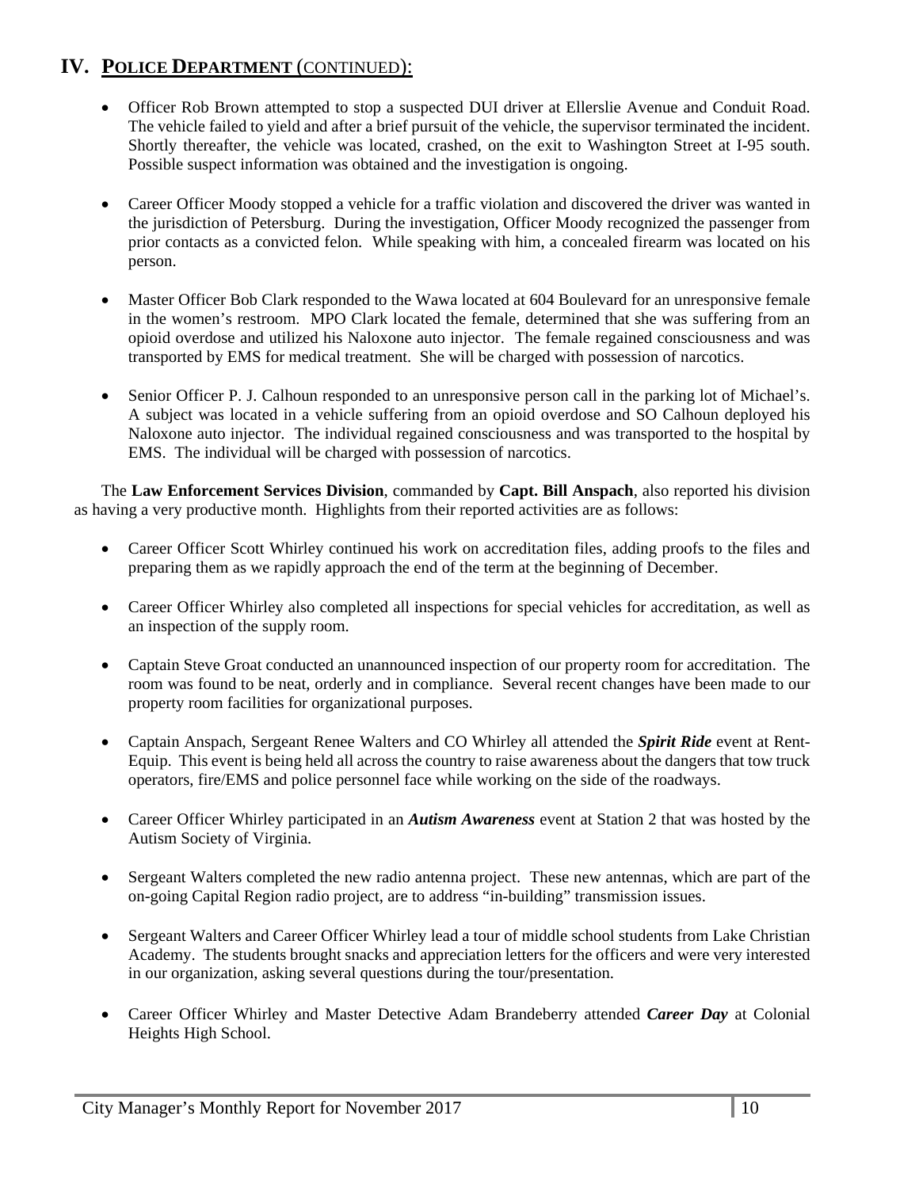## IV. **POLICE DEPARTMENT** (CONTINUED):

- Officer Rob Brown attempted to stop a suspected DUI driver at Ellerslie Avenue and Conduit Road. The vehicle failed to yield and after a brief pursuit of the vehicle, the supervisor terminated the incident. Shortly thereafter, the vehicle was located, crashed, on the exit to Washington Street at I-95 south. Possible suspect information was obtained and the investigation is ongoing.

- Career Officer Moody stopped a vehicle for a traffic violation and discovered the driver was wanted in the jurisdiction of Petersburg. During the investigation, Officer Moody recognized the passenger from prior contacts as a convicted felon. While speaking with him, a concealed firearm was located on his person.

- Master Officer Bob Clark responded to the Wawa located at 604 Boulevard for an unresponsive female in the women's restroom. MPO Clark located the female, determined that she was suffering from an opioid overdose and utilized his Naloxone auto injector. The female regained consciousness and was transported by EMS for medical treatment. She will be charged with possession of narcotics.

- Senior Officer P. J. Calhoun responded to an unresponsive person call in the parking lot of Michael's. A subject was located in a vehicle suffering from an opioid overdose and SO Calhoun deployed his Naloxone auto injector. The individual regained consciousness and was transported to the hospital by EMS. The individual will be charged with possession of narcotics.

The **Law Enforcement Services Division**, commanded by **Capt. Bill Anspach**, also reported his division as having a very productive month. Highlights from their reported activities are as follows:

- Career Officer Scott Whirley continued his work on accreditation files, adding proofs to the files and preparing them as we rapidly approach the end of the term at the beginning of December.

- Career Officer Whirley also completed all inspections for special vehicles for accreditation, as well as an inspection of the supply room.

- Captain Steve Groat conducted an unannounced inspection of our property room for accreditation. The room was found to be neat, orderly and in compliance. Several recent changes have been made to our property room facilities for organizational purposes.

- Captain Anspach, Sergeant Renee Walters and CO Whirley all attended the ***Spirit Ride*** event at Rent-Equip. This event is being held all across the country to raise awareness about the dangers that tow truck operators, fire/EMS and police personnel face while working on the side of the roadways.

- Career Officer Whirley participated in an ***Autism Awareness*** event at Station 2 that was hosted by the Autism Society of Virginia.

- Sergeant Walters completed the new radio antenna project. These new antennas, which are part of the on-going Capital Region radio project, are to address "in-building" transmission issues.

- Sergeant Walters and Career Officer Whirley lead a tour of middle school students from Lake Christian Academy. The students brought snacks and appreciation letters for the officers and were very interested in our organization, asking several questions during the tour/presentation.

- Career Officer Whirley and Master Detective Adam Brandeberry attended ***Career Day*** at Colonial Heights High School.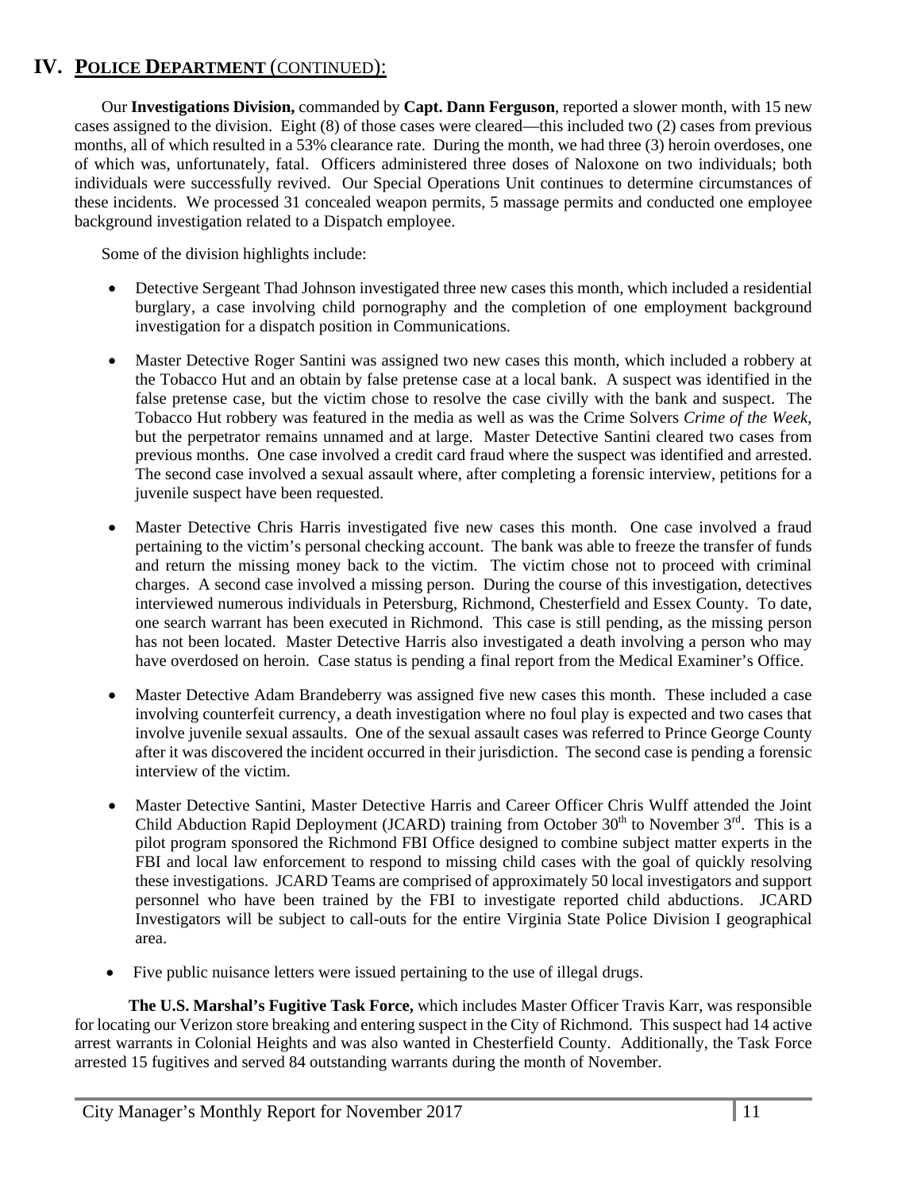## IV. POLICE DEPARTMENT (CONTINUED):

Our **Investigations Division,** commanded by **Capt. Dann Ferguson**, reported a slower month, with 15 new cases assigned to the division. Eight (8) of those cases were cleared—this included two (2) cases from previous months, all of which resulted in a 53% clearance rate. During the month, we had three (3) heroin overdoses, one of which was, unfortunately, fatal. Officers administered three doses of Naloxone on two individuals; both individuals were successfully revived. Our Special Operations Unit continues to determine circumstances of these incidents. We processed 31 concealed weapon permits, 5 massage permits and conducted one employee background investigation related to a Dispatch employee.

Some of the division highlights include:

- Detective Sergeant Thad Johnson investigated three new cases this month, which included a residential burglary, a case involving child pornography and the completion of one employment background investigation for a dispatch position in Communications.
- Master Detective Roger Santini was assigned two new cases this month, which included a robbery at the Tobacco Hut and an obtain by false pretense case at a local bank. A suspect was identified in the false pretense case, but the victim chose to resolve the case civilly with the bank and suspect. The Tobacco Hut robbery was featured in the media as well as was the Crime Solvers *Crime of the Week*, but the perpetrator remains unnamed and at large. Master Detective Santini cleared two cases from previous months. One case involved a credit card fraud where the suspect was identified and arrested. The second case involved a sexual assault where, after completing a forensic interview, petitions for a juvenile suspect have been requested.
- Master Detective Chris Harris investigated five new cases this month. One case involved a fraud pertaining to the victim's personal checking account. The bank was able to freeze the transfer of funds and return the missing money back to the victim. The victim chose not to proceed with criminal charges. A second case involved a missing person. During the course of this investigation, detectives interviewed numerous individuals in Petersburg, Richmond, Chesterfield and Essex County. To date, one search warrant has been executed in Richmond. This case is still pending, as the missing person has not been located. Master Detective Harris also investigated a death involving a person who may have overdosed on heroin. Case status is pending a final report from the Medical Examiner's Office.
- Master Detective Adam Brandeberry was assigned five new cases this month. These included a case involving counterfeit currency, a death investigation where no foul play is expected and two cases that involve juvenile sexual assaults. One of the sexual assault cases was referred to Prince George County after it was discovered the incident occurred in their jurisdiction. The second case is pending a forensic interview of the victim.
- Master Detective Santini, Master Detective Harris and Career Officer Chris Wulff attended the Joint Child Abduction Rapid Deployment (JCARD) training from October 30th to November 3rd. This is a pilot program sponsored the Richmond FBI Office designed to combine subject matter experts in the FBI and local law enforcement to respond to missing child cases with the goal of quickly resolving these investigations. JCARD Teams are comprised of approximately 50 local investigators and support personnel who have been trained by the FBI to investigate reported child abductions. JCARD Investigators will be subject to call-outs for the entire Virginia State Police Division I geographical area.
- Five public nuisance letters were issued pertaining to the use of illegal drugs.

**The U.S. Marshal's Fugitive Task Force,** which includes Master Officer Travis Karr, was responsible for locating our Verizon store breaking and entering suspect in the City of Richmond. This suspect had 14 active arrest warrants in Colonial Heights and was also wanted in Chesterfield County. Additionally, the Task Force arrested 15 fugitives and served 84 outstanding warrants during the month of November.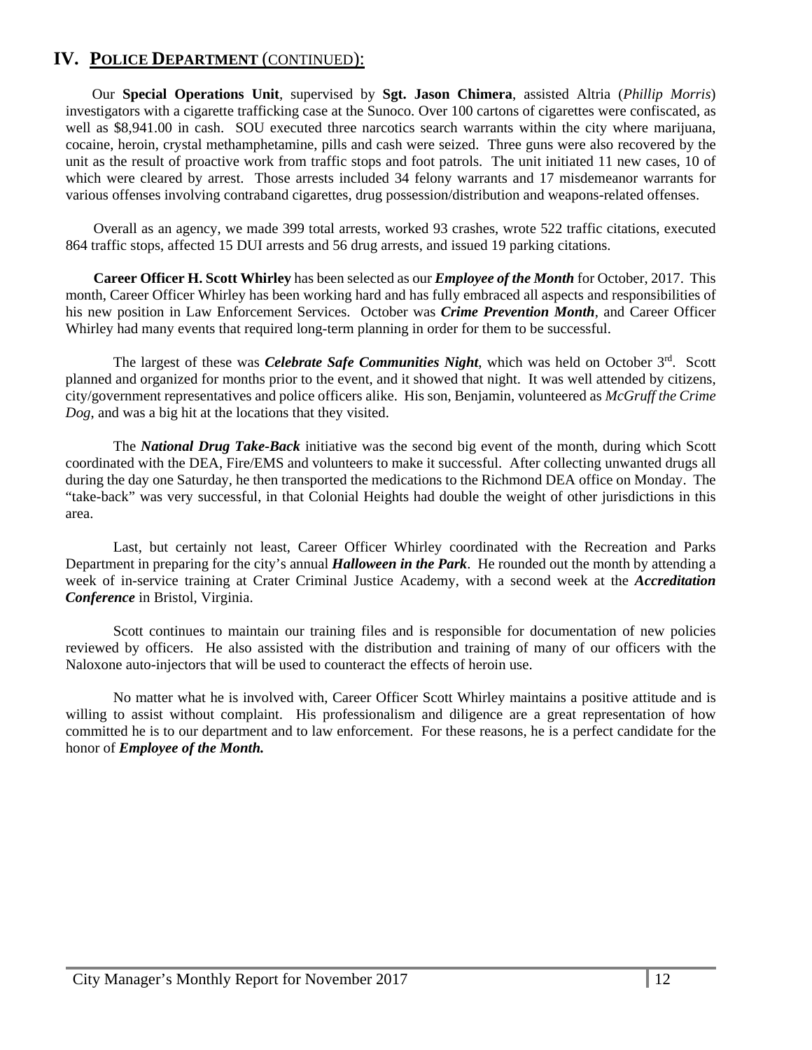## IV. POLICE DEPARTMENT (CONTINUED):

Our **Special Operations Unit**, supervised by **Sgt. Jason Chimera**, assisted Altria (*Phillip Morris*) investigators with a cigarette trafficking case at the Sunoco. Over 100 cartons of cigarettes were confiscated, as well as $8,941.00 in cash. SOU executed three narcotics search warrants within the city where marijuana, cocaine, heroin, crystal methamphetamine, pills and cash were seized. Three guns were also recovered by the unit as the result of proactive work from traffic stops and foot patrols. The unit initiated 11 new cases, 10 of which were cleared by arrest. Those arrests included 34 felony warrants and 17 misdemeanor warrants for various offenses involving contraband cigarettes, drug possession/distribution and weapons-related offenses.

Overall as an agency, we made 399 total arrests, worked 93 crashes, wrote 522 traffic citations, executed 864 traffic stops, affected 15 DUI arrests and 56 drug arrests, and issued 19 parking citations.

**Career Officer H. Scott Whirley** has been selected as our ***Employee of the Month*** for October, 2017. This month, Career Officer Whirley has been working hard and has fully embraced all aspects and responsibilities of his new position in Law Enforcement Services. October was ***Crime Prevention Month***, and Career Officer Whirley had many events that required long-term planning in order for them to be successful.

The largest of these was ***Celebrate Safe Communities Night***, which was held on October 3rd. Scott planned and organized for months prior to the event, and it showed that night. It was well attended by citizens, city/government representatives and police officers alike. His son, Benjamin, volunteered as *McGruff the Crime Dog*, and was a big hit at the locations that they visited.

The ***National Drug Take-Back*** initiative was the second big event of the month, during which Scott coordinated with the DEA, Fire/EMS and volunteers to make it successful. After collecting unwanted drugs all during the day one Saturday, he then transported the medications to the Richmond DEA office on Monday. The "take-back" was very successful, in that Colonial Heights had double the weight of other jurisdictions in this area.

Last, but certainly not least, Career Officer Whirley coordinated with the Recreation and Parks Department in preparing for the city's annual ***Halloween in the Park***. He rounded out the month by attending a week of in-service training at Crater Criminal Justice Academy, with a second week at the ***Accreditation Conference*** in Bristol, Virginia.

Scott continues to maintain our training files and is responsible for documentation of new policies reviewed by officers. He also assisted with the distribution and training of many of our officers with the Naloxone auto-injectors that will be used to counteract the effects of heroin use.

No matter what he is involved with, Career Officer Scott Whirley maintains a positive attitude and is willing to assist without complaint. His professionalism and diligence are a great representation of how committed he is to our department and to law enforcement. For these reasons, he is a perfect candidate for the honor of ***Employee of the Month.***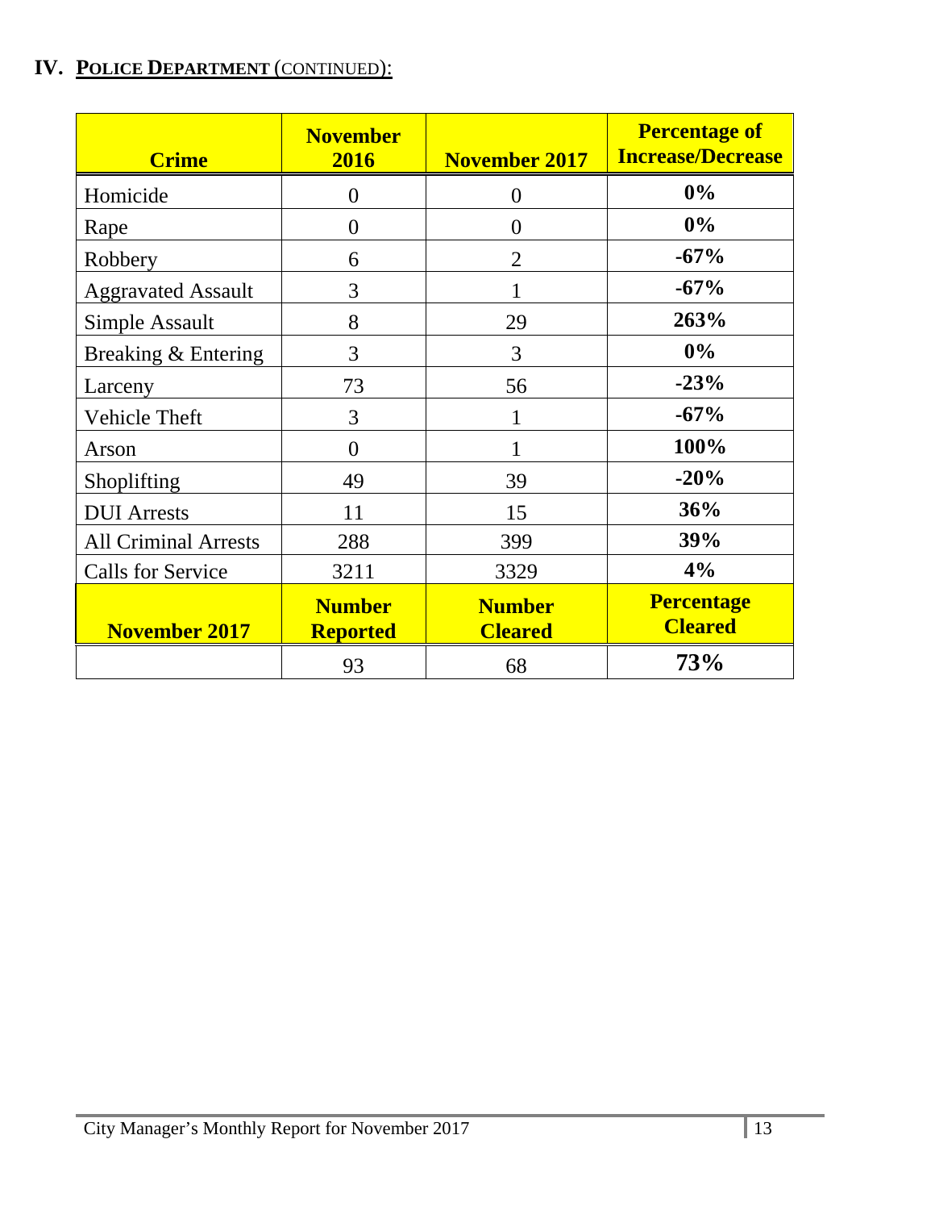## IV. POLICE DEPARTMENT (CONTINUED):

| Crime | November 2016 | November 2017 | Percentage of Increase/Decrease |
|---|---|---|---|
| Homicide | 0 | 0 | **0%** |
| Rape | 0 | 0 | **0%** |
| Robbery | 6 | 2 | **-67%** |
| Aggravated Assault | 3 | 1 | **-67%** |
| Simple Assault | 8 | 29 | **263%** |
| Breaking & Entering | 3 | 3 | **0%** |
| Larceny | 73 | 56 | **-23%** |
| Vehicle Theft | 3 | 1 | **-67%** |
| Arson | 0 | 1 | **100%** |
| Shoplifting | 49 | 39 | **-20%** |
| DUI Arrests | 11 | 15 | **36%** |
| All Criminal Arrests | 288 | 399 | **39%** |
| Calls for Service | 3211 | 3329 | **4%** |
| **November 2017** | **Number Reported** | **Number Cleared** | **Percentage Cleared** |
| | 93 | 68 | **73%** |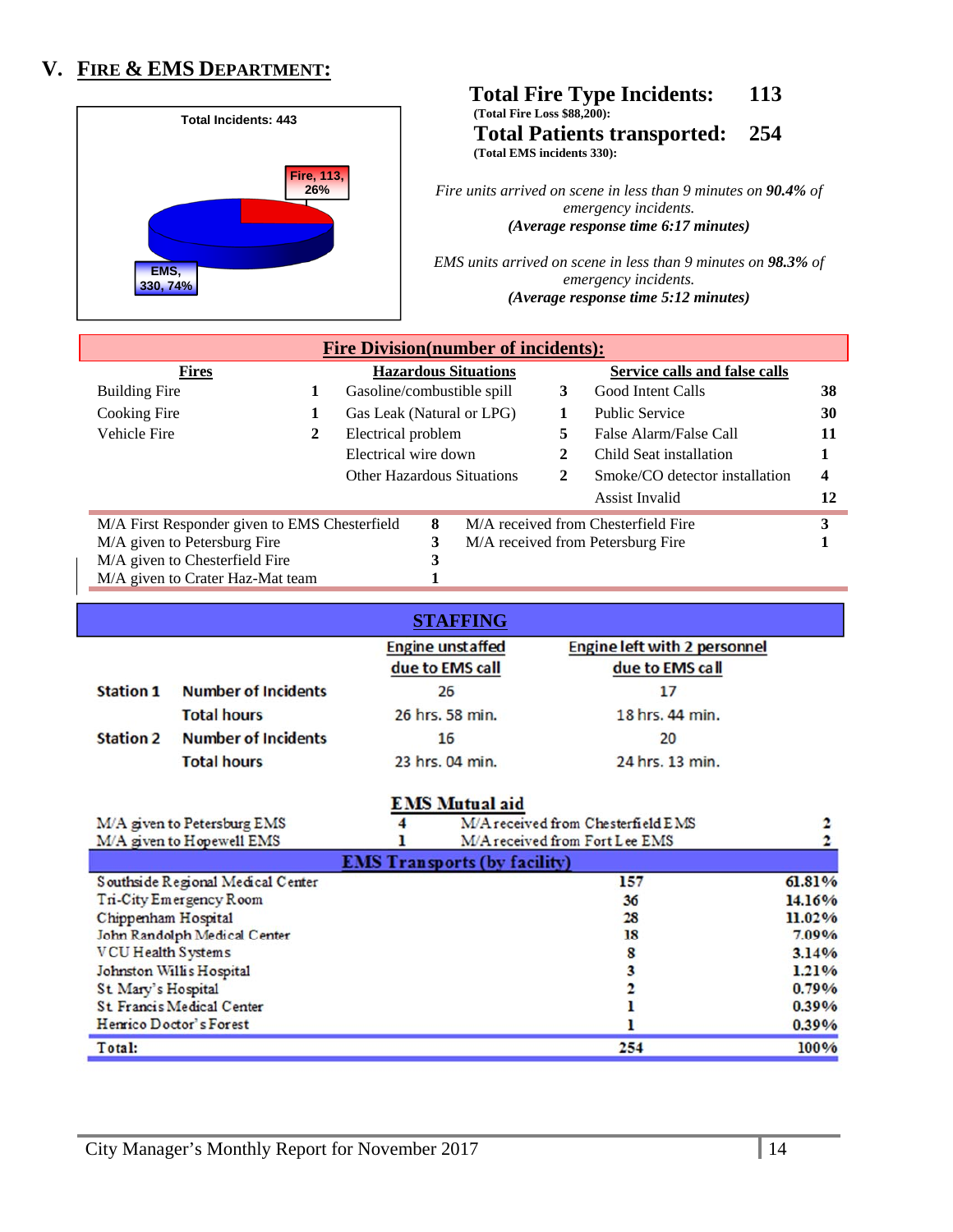## V. FIRE & EMS DEPARTMENT:

Total Incidents: 443

Fire, 113, 26%

EMS, 330, 74%

**Total Fire Type Incidents: 113**
**(Total Fire Loss $88,200):**

**Total Patients transported: 254**
**(Total EMS incidents 330):**

*Fire units arrived on scene in less than 9 minutes on **90.4%** of emergency incidents.*
***(Average response time 6:17 minutes)***

*EMS units arrived on scene in less than 9 minutes on **98.3%** of emergency incidents.*
***(Average response time 5:12 minutes)***

### Fire Division(number of incidents):

| Fires | | Hazardous Situations | | Service calls and false calls | |
|---|---|---|---|---|---|
| Building Fire | 1 | Gasoline/combustible spill | 3 | Good Intent Calls | 38 |
| Cooking Fire | 1 | Gas Leak (Natural or LPG) | 1 | Public Service | 30 |
| Vehicle Fire | 2 | Electrical problem | 5 | False Alarm/False Call | 11 |
| | | Electrical wire down | 2 | Child Seat installation | 1 |
| | | Other Hazardous Situations | 2 | Smoke/CO detector installation | 4 |
| | | | | Assist Invalid | 12 |

| | | | |
|---|---|---|---|
| M/A First Responder given to EMS Chesterfield | 8 | M/A received from Chesterfield Fire | 3 |
| M/A given to Petersburg Fire | 3 | M/A received from Petersburg Fire | 1 |
| M/A given to Chesterfield Fire | 3 | | |
| M/A given to Crater Haz-Mat team | 1 | | |

### STAFFING

| | | Engine unstaffed due to EMS call | Engine left with 2 personnel due to EMS call |
|---|---|---|---|
| Station 1 | Number of Incidents | 26 | 17 |
| | Total hours | 26 hrs. 58 min. | 18 hrs. 44 min. |
| Station 2 | Number of Incidents | 16 | 20 |
| | Total hours | 23 hrs. 04 min. | 24 hrs. 13 min. |

### EMS Mutual aid

| | | | |
|---|---|---|---|
| M/A given to Petersburg EMS | 4 | M/A received from Chesterfield EMS | 2 |
| M/A given to Hopewell EMS | 1 | M/A received from Fort Lee EMS | 2 |

### EMS Transports (by facility)

| Facility | Transports | Percent |
|---|---|---|
| Southside Regional Medical Center | 157 | 61.81% |
| Tri-City Emergency Room | 36 | 14.16% |
| Chippenham Hospital | 28 | 11.02% |
| John Randolph Medical Center | 18 | 7.09% |
| VCU Health Systems | 8 | 3.14% |
| Johnston Willis Hospital | 3 | 1.21% |
| St. Mary's Hospital | 2 | 0.79% |
| St. Francis Medical Center | 1 | 0.39% |
| Henrico Doctor's Forest | 1 | 0.39% |
| **Total:** | **254** | **100%** |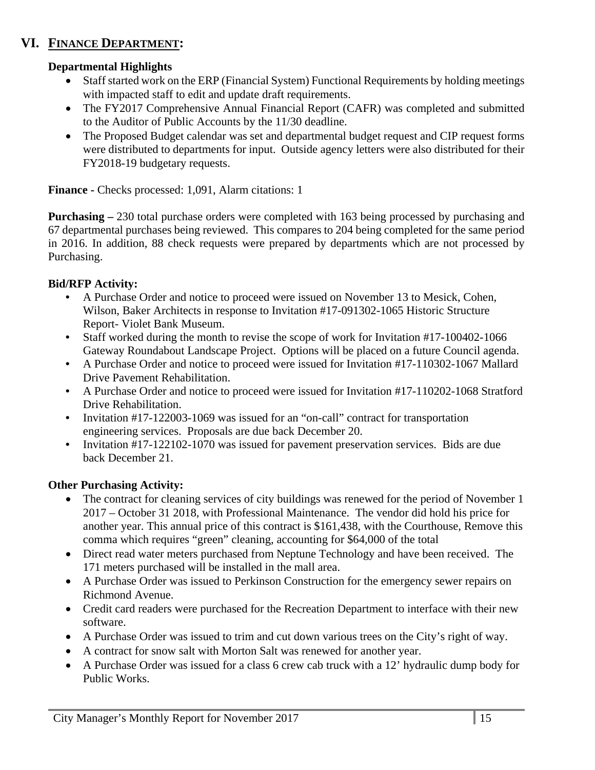## VI. FINANCE DEPARTMENT:

**Departmental Highlights**

- Staff started work on the ERP (Financial System) Functional Requirements by holding meetings with impacted staff to edit and update draft requirements.
- The FY2017 Comprehensive Annual Financial Report (CAFR) was completed and submitted to the Auditor of Public Accounts by the 11/30 deadline.
- The Proposed Budget calendar was set and departmental budget request and CIP request forms were distributed to departments for input. Outside agency letters were also distributed for their FY2018-19 budgetary requests.

**Finance -** Checks processed: 1,091, Alarm citations: 1

**Purchasing –** 230 total purchase orders were completed with 163 being processed by purchasing and 67 departmental purchases being reviewed. This compares to 204 being completed for the same period in 2016. In addition, 88 check requests were prepared by departments which are not processed by Purchasing.

**Bid/RFP Activity:**

- A Purchase Order and notice to proceed were issued on November 13 to Mesick, Cohen, Wilson, Baker Architects in response to Invitation #17-091302-1065 Historic Structure Report- Violet Bank Museum.
- Staff worked during the month to revise the scope of work for Invitation #17-100402-1066 Gateway Roundabout Landscape Project. Options will be placed on a future Council agenda.
- A Purchase Order and notice to proceed were issued for Invitation #17-110302-1067 Mallard Drive Pavement Rehabilitation.
- A Purchase Order and notice to proceed were issued for Invitation #17-110202-1068 Stratford Drive Rehabilitation.
- Invitation #17-122003-1069 was issued for an "on-call" contract for transportation engineering services. Proposals are due back December 20.
- Invitation #17-122102-1070 was issued for pavement preservation services. Bids are due back December 21.

**Other Purchasing Activity:**

- The contract for cleaning services of city buildings was renewed for the period of November 1 2017 – October 31 2018, with Professional Maintenance. The vendor did hold his price for another year. This annual price of this contract is $161,438, with the Courthouse, Remove this comma which requires "green" cleaning, accounting for $64,000 of the total
- Direct read water meters purchased from Neptune Technology and have been received. The 171 meters purchased will be installed in the mall area.
- A Purchase Order was issued to Perkinson Construction for the emergency sewer repairs on Richmond Avenue.
- Credit card readers were purchased for the Recreation Department to interface with their new software.
- A Purchase Order was issued to trim and cut down various trees on the City's right of way.
- A contract for snow salt with Morton Salt was renewed for another year.
- A Purchase Order was issued for a class 6 crew cab truck with a 12' hydraulic dump body for Public Works.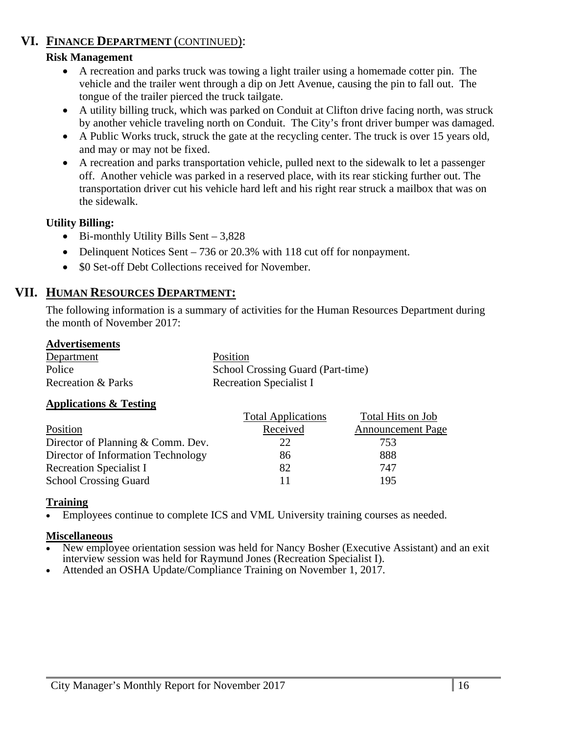## VI. FINANCE DEPARTMENT (CONTINUED):

**Risk Management**

- A recreation and parks truck was towing a light trailer using a homemade cotter pin. The vehicle and the trailer went through a dip on Jett Avenue, causing the pin to fall out. The tongue of the trailer pierced the truck tailgate.
- A utility billing truck, which was parked on Conduit at Clifton drive facing north, was struck by another vehicle traveling north on Conduit. The City's front driver bumper was damaged.
- A Public Works truck, struck the gate at the recycling center. The truck is over 15 years old, and may or may not be fixed.
- A recreation and parks transportation vehicle, pulled next to the sidewalk to let a passenger off. Another vehicle was parked in a reserved place, with its rear sticking further out. The transportation driver cut his vehicle hard left and his right rear struck a mailbox that was on the sidewalk.

**Utility Billing:**

- Bi-monthly Utility Bills Sent – 3,828
- Delinquent Notices Sent – 736 or 20.3% with 118 cut off for nonpayment.
- $0 Set-off Debt Collections received for November.

## VII. HUMAN RESOURCES DEPARTMENT:

The following information is a summary of activities for the Human Resources Department during the month of November 2017:

**Advertisements**

| Department | Position |
|---|---|
| Police | School Crossing Guard (Part-time) |
| Recreation & Parks | Recreation Specialist I |

**Applications & Testing**

| Position | Total Applications Received | Total Hits on Job Announcement Page |
|---|---|---|
| Director of Planning & Comm. Dev. | 22 | 753 |
| Director of Information Technology | 86 | 888 |
| Recreation Specialist I | 82 | 747 |
| School Crossing Guard | 11 | 195 |

**Training**

- Employees continue to complete ICS and VML University training courses as needed.

**Miscellaneous**

- New employee orientation session was held for Nancy Bosher (Executive Assistant) and an exit interview session was held for Raymund Jones (Recreation Specialist I).
- Attended an OSHA Update/Compliance Training on November 1, 2017.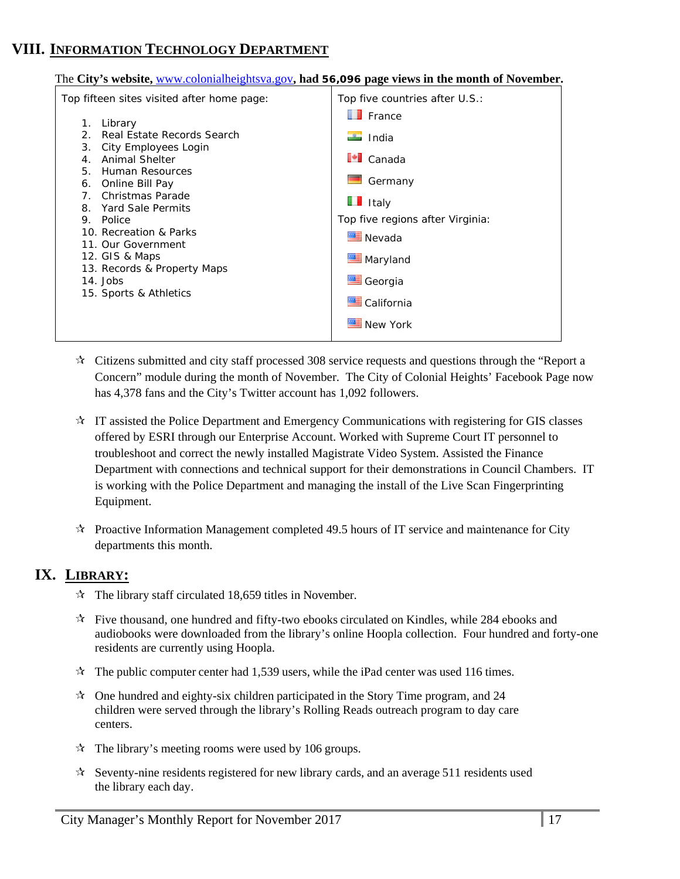## VIII. INFORMATION TECHNOLOGY DEPARTMENT

The **City's website,** www.colonialheightsva.gov**, had 56,096 page views in the month of November.**

| Top fifteen sites visited after home page: | Top five countries after U.S.: |
|---|---|
| 1. Library | France |
| 2. Real Estate Records Search | India |
| 3. City Employees Login | Canada |
| 4. Animal Shelter | Germany |
| 5. Human Resources | Italy |
| 6. Online Bill Pay | **Top five regions after Virginia:** |
| 7. Christmas Parade | Nevada |
| 8. Yard Sale Permits | Maryland |
| 9. Police | Georgia |
| 10. Recreation & Parks | California |
| 11. Our Government | New York |
| 12. GIS & Maps | |
| 13. Records & Property Maps | |
| 14. Jobs | |
| 15. Sports & Athletics | |

- Citizens submitted and city staff processed 308 service requests and questions through the "Report a Concern" module during the month of November. The City of Colonial Heights' Facebook Page now has 4,378 fans and the City's Twitter account has 1,092 followers.
- IT assisted the Police Department and Emergency Communications with registering for GIS classes offered by ESRI through our Enterprise Account. Worked with Supreme Court IT personnel to troubleshoot and correct the newly installed Magistrate Video System. Assisted the Finance Department with connections and technical support for their demonstrations in Council Chambers. IT is working with the Police Department and managing the install of the Live Scan Fingerprinting Equipment.
- Proactive Information Management completed 49.5 hours of IT service and maintenance for City departments this month.

## IX. LIBRARY:

- The library staff circulated 18,659 titles in November.
- Five thousand, one hundred and fifty-two ebooks circulated on Kindles, while 284 ebooks and audiobooks were downloaded from the library's online Hoopla collection. Four hundred and forty-one residents are currently using Hoopla.
- The public computer center had 1,539 users, while the iPad center was used 116 times.
- One hundred and eighty-six children participated in the Story Time program, and 24 children were served through the library's Rolling Reads outreach program to day care centers.
- The library's meeting rooms were used by 106 groups.
- Seventy-nine residents registered for new library cards, and an average 511 residents used the library each day.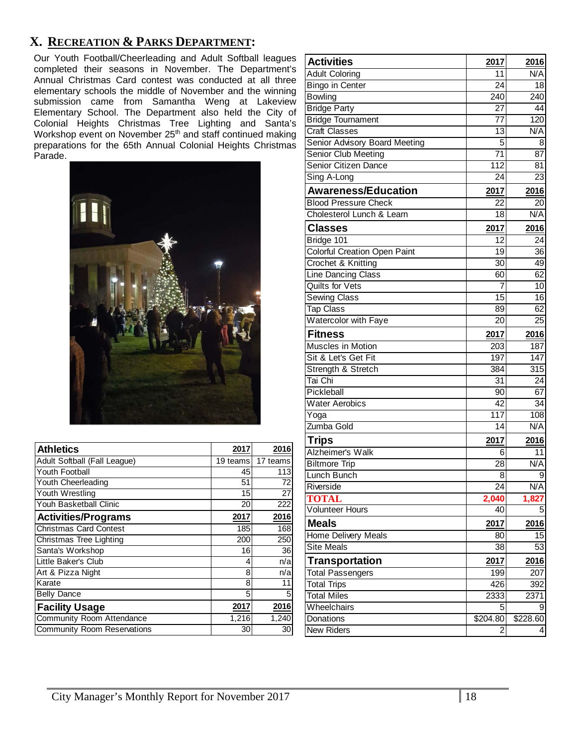## X. RECREATION & PARKS DEPARTMENT:

Our Youth Football/Cheerleading and Adult Softball leagues completed their seasons in November. The Department's Annual Christmas Card contest was conducted at all three elementary schools the middle of November and the winning submission came from Samantha Weng at Lakeview Elementary School. The Department also held the City of Colonial Heights Christmas Tree Lighting and Santa's Workshop event on November 25th and staff continued making preparations for the 65th Annual Colonial Heights Christmas Parade.

| Athletics | 2017 | 2016 |
|---|---|---|
| Adult Softball (Fall League) | 19 teams | 17 teams |
| Youth Football | 45 | 113 |
| Youth Cheerleading | 51 | 72 |
| Youth Wrestling | 15 | 27 |
| Youh Basketball Clinic | 20 | 222 |
| **Activities/Programs** | **2017** | **2016** |
| Christmas Card Contest | 185 | 168 |
| Christmas Tree Lighting | 200 | 250 |
| Santa's Workshop | 16 | 36 |
| Little Baker's Club | 4 | n/a |
| Art & Pizza Night | 8 | n/a |
| Karate | 8 | 11 |
| Belly Dance | 5 | 5 |
| **Facility Usage** | **2017** | **2016** |
| Community Room Attendance | 1,216 | 1,240 |
| Community Room Reservations | 30 | 30 |

| Activities | 2017 | 2016 |
|---|---|---|
| Adult Coloring | 11 | N/A |
| Bingo in Center | 24 | 18 |
| Bowling | 240 | 240 |
| Bridge Party | 27 | 44 |
| Bridge Tournament | 77 | 120 |
| Craft Classes | 13 | N/A |
| Senior Advisory Board Meeting | 5 | 8 |
| Senior Club Meeting | 71 | 87 |
| Senior Citizen Dance | 112 | 81 |
| Sing A-Long | 24 | 23 |
| **Awareness/Education** | **2017** | **2016** |
| Blood Pressure Check | 22 | 20 |
| Cholesterol Lunch & Learn | 18 | N/A |
| **Classes** | **2017** | **2016** |
| Bridge 101 | 12 | 24 |
| Colorful Creation Open Paint | 19 | 36 |
| Crochet & Knitting | 30 | 49 |
| Line Dancing Class | 60 | 62 |
| Quilts for Vets | 7 | 10 |
| Sewing Class | 15 | 16 |
| Tap Class | 89 | 62 |
| Watercolor with Faye | 20 | 25 |
| **Fitness** | **2017** | **2016** |
| Muscles in Motion | 203 | 187 |
| Sit & Let's Get Fit | 197 | 147 |
| Strength & Stretch | 384 | 315 |
| Tai Chi | 31 | 24 |
| Pickleball | 90 | 67 |
| Water Aerobics | 42 | 34 |
| Yoga | 117 | 108 |
| Zumba Gold | 14 | N/A |
| **Trips** | **2017** | **2016** |
| Alzheimer's Walk | 6 | 11 |
| Biltmore Trip | 28 | N/A |
| Lunch Bunch | 8 | 9 |
| Riverside | 24 | N/A |
| **TOTAL** | **2,040** | **1,827** |
| Volunteer Hours | 40 | 5 |
| **Meals** | **2017** | **2016** |
| Home Delivery Meals | 80 | 15 |
| Site Meals | 38 | 53 |
| **Transportation** | **2017** | **2016** |
| Total Passengers | 199 | 207 |
| Total Trips | 426 | 392 |
| Total Miles | 2333 | 2371 |
| Wheelchairs | 5 | 9 |
| Donations | $204.80 | $228.60 |
| New Riders | 2 | 4 |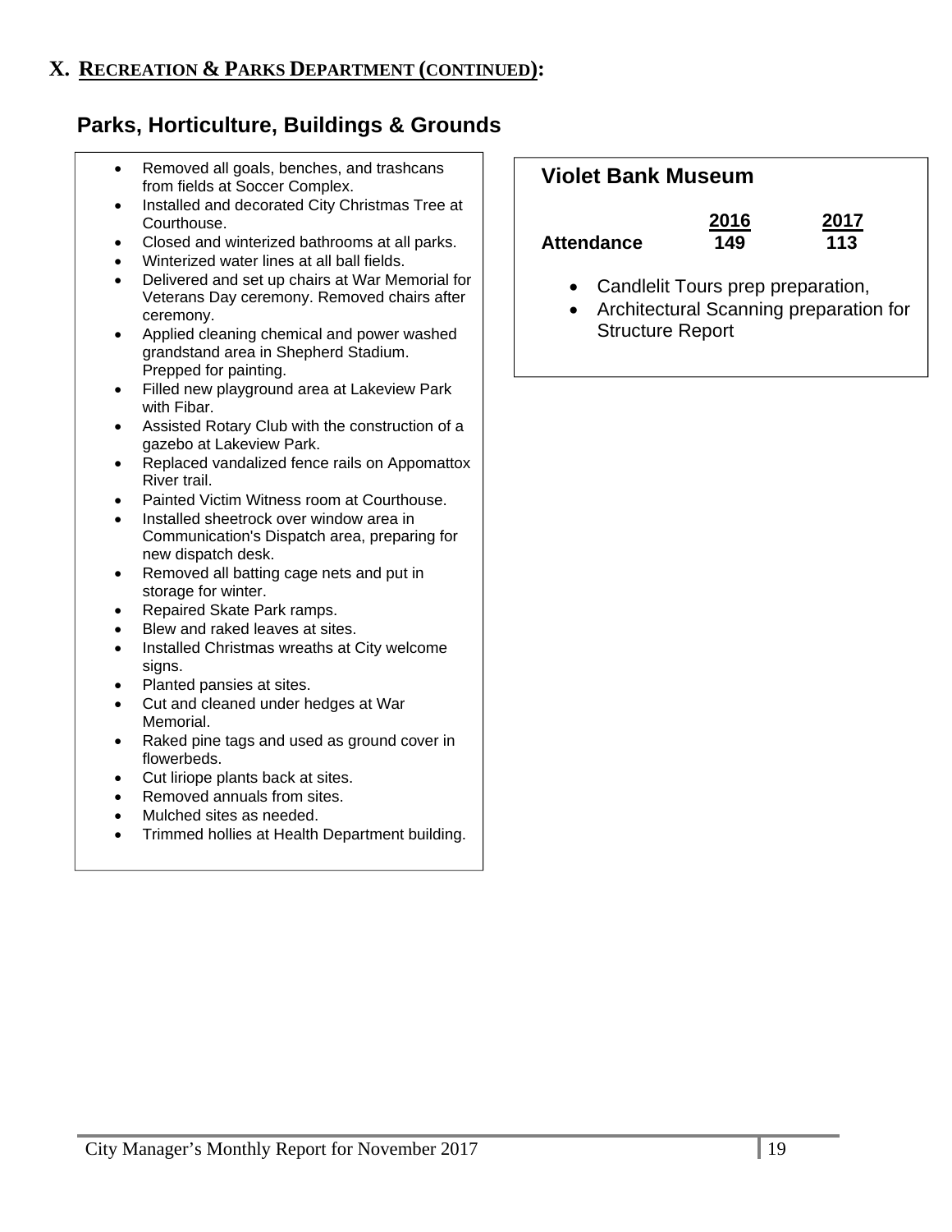## X. RECREATION & PARKS DEPARTMENT (CONTINUED):

### Parks, Horticulture, Buildings & Grounds

- Removed all goals, benches, and trashcans from fields at Soccer Complex.
- Installed and decorated City Christmas Tree at Courthouse.
- Closed and winterized bathrooms at all parks.
- Winterized water lines at all ball fields.
- Delivered and set up chairs at War Memorial for Veterans Day ceremony. Removed chairs after ceremony.
- Applied cleaning chemical and power washed grandstand area in Shepherd Stadium. Prepped for painting.
- Filled new playground area at Lakeview Park with Fibar.
- Assisted Rotary Club with the construction of a gazebo at Lakeview Park.
- Replaced vandalized fence rails on Appomattox River trail.
- Painted Victim Witness room at Courthouse.
- Installed sheetrock over window area in Communication's Dispatch area, preparing for new dispatch desk.
- Removed all batting cage nets and put in storage for winter.
- Repaired Skate Park ramps.
- Blew and raked leaves at sites.
- Installed Christmas wreaths at City welcome signs.
- Planted pansies at sites.
- Cut and cleaned under hedges at War Memorial.
- Raked pine tags and used as ground cover in flowerbeds.
- Cut liriope plants back at sites.
- Removed annuals from sites.
- Mulched sites as needed.
- Trimmed hollies at Health Department building.

### Violet Bank Museum

| | 2016 | 2017 |
|---|---|---|
| **Attendance** | 149 | 113 |

- Candlelit Tours prep preparation,
- Architectural Scanning preparation for Structure Report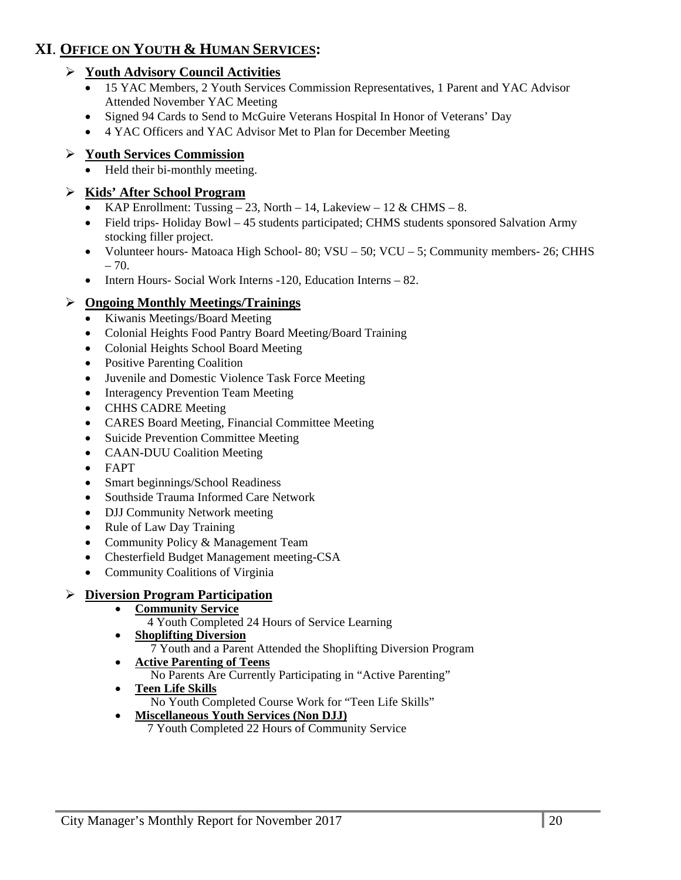## XI. OFFICE ON YOUTH & HUMAN SERVICES:

- **Youth Advisory Council Activities**
  - 15 YAC Members, 2 Youth Services Commission Representatives, 1 Parent and YAC Advisor Attended November YAC Meeting
  - Signed 94 Cards to Send to McGuire Veterans Hospital In Honor of Veterans' Day
  - 4 YAC Officers and YAC Advisor Met to Plan for December Meeting

- **Youth Services Commission**
  - Held their bi-monthly meeting.

- **Kids' After School Program**
  - KAP Enrollment: Tussing – 23, North – 14, Lakeview – 12 & CHMS – 8.
  - Field trips- Holiday Bowl – 45 students participated; CHMS students sponsored Salvation Army stocking filler project.
  - Volunteer hours- Matoaca High School- 80; VSU – 50; VCU – 5; Community members- 26; CHHS – 70.
  - Intern Hours- Social Work Interns -120, Education Interns – 82.

- **Ongoing Monthly Meetings/Trainings**
  - Kiwanis Meetings/Board Meeting
  - Colonial Heights Food Pantry Board Meeting/Board Training
  - Colonial Heights School Board Meeting
  - Positive Parenting Coalition
  - Juvenile and Domestic Violence Task Force Meeting
  - Interagency Prevention Team Meeting
  - CHHS CADRE Meeting
  - CARES Board Meeting, Financial Committee Meeting
  - Suicide Prevention Committee Meeting
  - CAAN-DUU Coalition Meeting
  - FAPT
  - Smart beginnings/School Readiness
  - Southside Trauma Informed Care Network
  - DJJ Community Network meeting
  - Rule of Law Day Training
  - Community Policy & Management Team
  - Chesterfield Budget Management meeting-CSA
  - Community Coalitions of Virginia

- **Diversion Program Participation**
  - **Community Service**
    4 Youth Completed 24 Hours of Service Learning
  - **Shoplifting Diversion**
    7 Youth and a Parent Attended the Shoplifting Diversion Program
  - **Active Parenting of Teens**
    No Parents Are Currently Participating in "Active Parenting"
  - **Teen Life Skills**
    No Youth Completed Course Work for "Teen Life Skills"
  - **Miscellaneous Youth Services (Non DJJ)**
    7 Youth Completed 22 Hours of Community Service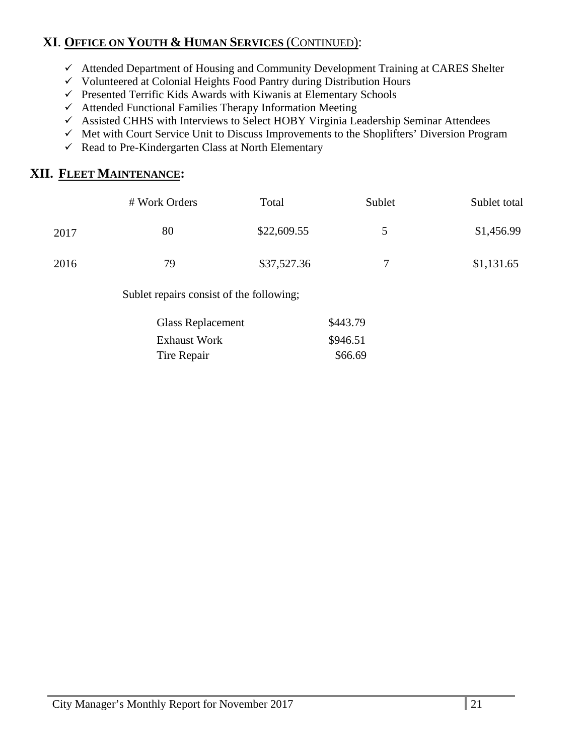## XI. OFFICE ON YOUTH & HUMAN SERVICES (CONTINUED):

- ✓ Attended Department of Housing and Community Development Training at CARES Shelter
- ✓ Volunteered at Colonial Heights Food Pantry during Distribution Hours
- ✓ Presented Terrific Kids Awards with Kiwanis at Elementary Schools
- ✓ Attended Functional Families Therapy Information Meeting
- ✓ Assisted CHHS with Interviews to Select HOBY Virginia Leadership Seminar Attendees
- ✓ Met with Court Service Unit to Discuss Improvements to the Shoplifters' Diversion Program
- ✓ Read to Pre-Kindergarten Class at North Elementary

## XII. FLEET MAINTENANCE:

| | # Work Orders | Total | Sublet | Sublet total |
|---|---|---|---|---|
| 2017 | 80 | $22,609.55 | 5 | $1,456.99 |
| 2016 | 79 | $37,527.36 | 7 | $1,131.65 |

Sublet repairs consist of the following;

| | |
|---|---|
| Glass Replacement | $443.79 |
| Exhaust Work | $946.51 |
| Tire Repair | $66.69 |